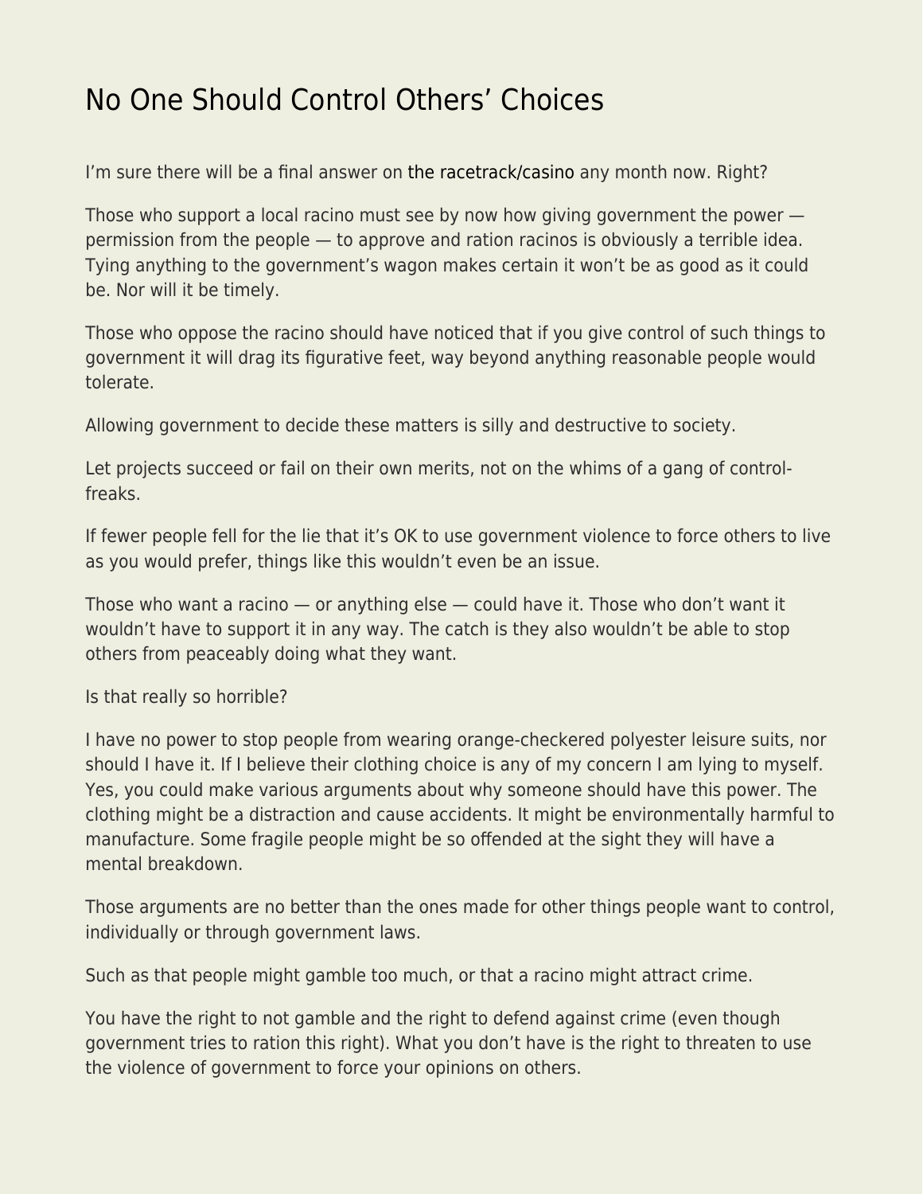# No One Should Control Others' Choices

I'm sure there will be a final answer on the racetrack/casino any month now. Right?

Those who support a local racino must see by now how giving government the power — permission from the people — to approve and ration racinos is obviously a terrible idea. Tying anything to the government's wagon makes certain it won't be as good as it could be. Nor will it be timely.

Those who oppose the racino should have noticed that if you give control of such things to government it will drag its figurative feet, way beyond anything reasonable people would tolerate.

Allowing government to decide these matters is silly and destructive to society.

Let projects succeed or fail on their own merits, not on the whims of a gang of control-freaks.

If fewer people fell for the lie that it's OK to use government violence to force others to live as you would prefer, things like this wouldn't even be an issue.

Those who want a racino — or anything else — could have it. Those who don't want it wouldn't have to support it in any way. The catch is they also wouldn't be able to stop others from peaceably doing what they want.

Is that really so horrible?

I have no power to stop people from wearing orange-checkered polyester leisure suits, nor should I have it. If I believe their clothing choice is any of my concern I am lying to myself. Yes, you could make various arguments about why someone should have this power. The clothing might be a distraction and cause accidents. It might be environmentally harmful to manufacture. Some fragile people might be so offended at the sight they will have a mental breakdown.

Those arguments are no better than the ones made for other things people want to control, individually or through government laws.

Such as that people might gamble too much, or that a racino might attract crime.

You have the right to not gamble and the right to defend against crime (even though government tries to ration this right). What you don't have is the right to threaten to use the violence of government to force your opinions on others.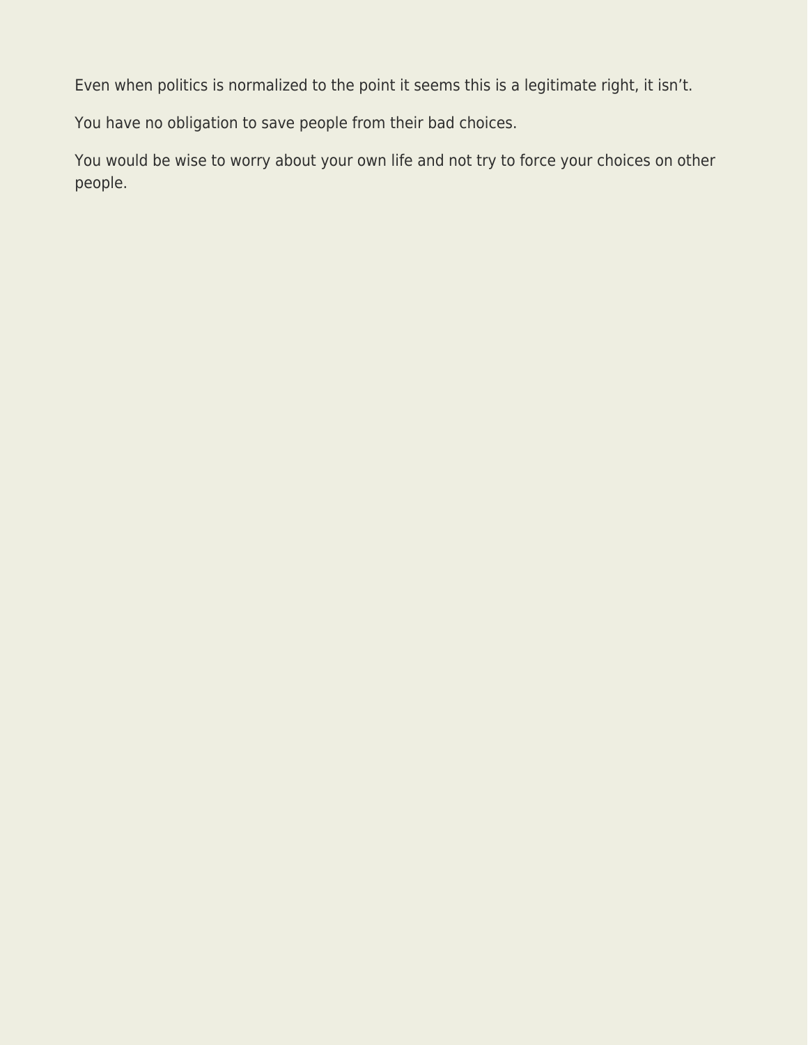Even when politics is normalized to the point it seems this is a legitimate right, it isn't.

You have no obligation to save people from their bad choices.

You would be wise to worry about your own life and not try to force your choices on other people.